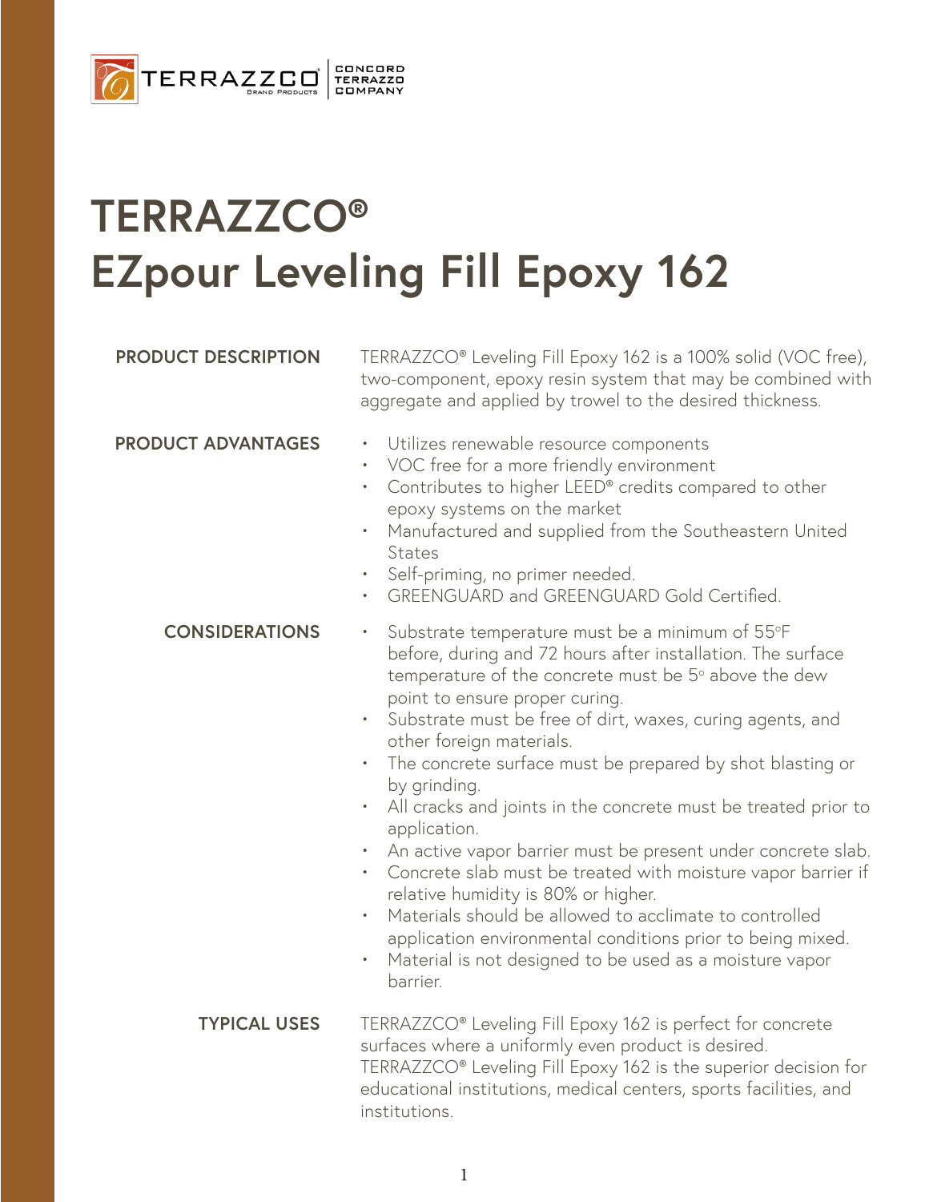# TERRAZZCO®
# EZpour Leveling Fill Epoxy 162

**PRODUCT DESCRIPTION**

TERRAZZCO® Leveling Fill Epoxy 162 is a 100% solid (VOC free), two-component, epoxy resin system that may be combined with aggregate and applied by trowel to the desired thickness.

**PRODUCT ADVANTAGES**

- Utilizes renewable resource components
- VOC free for a more friendly environment
- Contributes to higher LEED® credits compared to other epoxy systems on the market
- Manufactured and supplied from the Southeastern United States
- Self-priming, no primer needed.
- GREENGUARD and GREENGUARD Gold Certified.

**CONSIDERATIONS**

- Substrate temperature must be a minimum of 55°F before, during and 72 hours after installation. The surface temperature of the concrete must be 5° above the dew point to ensure proper curing.
- Substrate must be free of dirt, waxes, curing agents, and other foreign materials.
- The concrete surface must be prepared by shot blasting or by grinding.
- All cracks and joints in the concrete must be treated prior to application.
- An active vapor barrier must be present under concrete slab.
- Concrete slab must be treated with moisture vapor barrier if relative humidity is 80% or higher.
- Materials should be allowed to acclimate to controlled application environmental conditions prior to being mixed.
- Material is not designed to be used as a moisture vapor barrier.

**TYPICAL USES**

TERRAZZCO® Leveling Fill Epoxy 162 is perfect for concrete surfaces where a uniformly even product is desired. TERRAZZCO® Leveling Fill Epoxy 162 is the superior decision for educational institutions, medical centers, sports facilities, and institutions.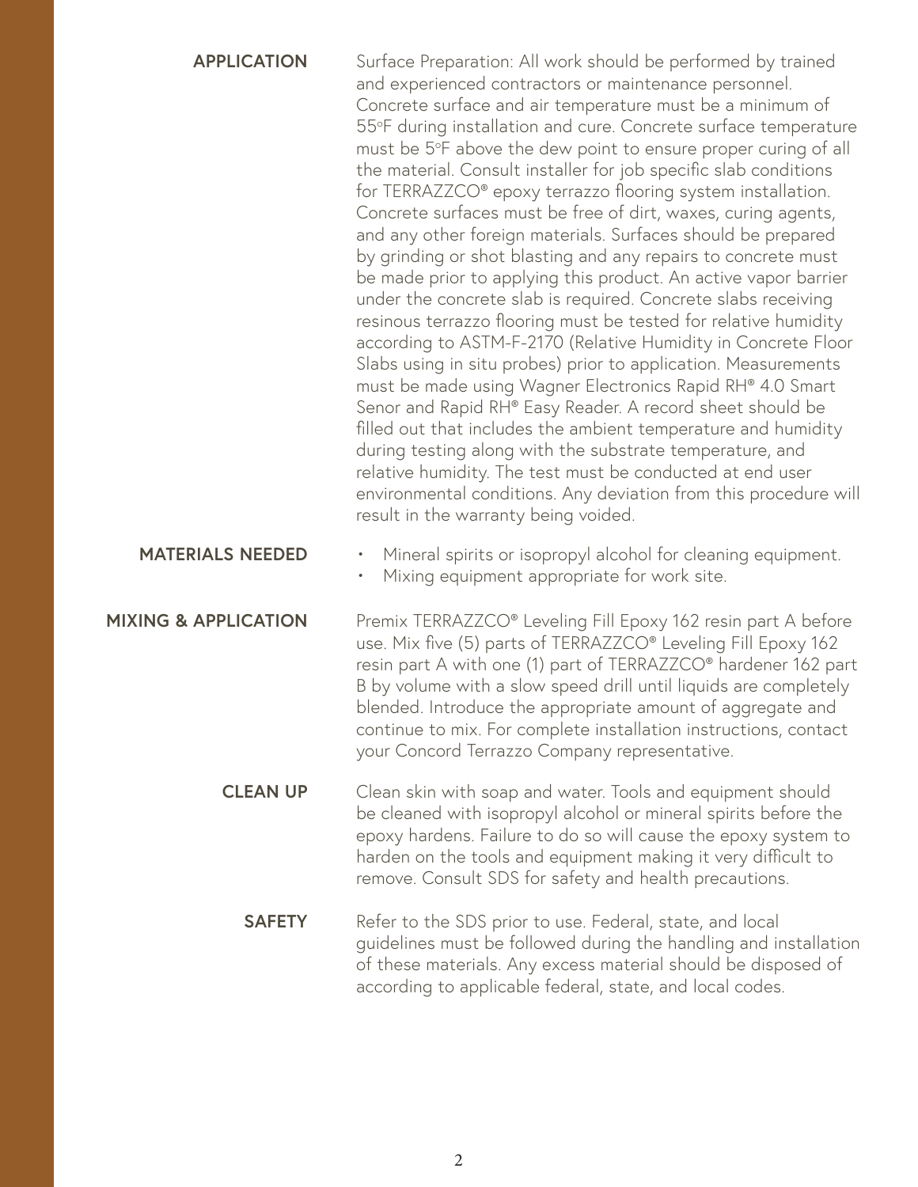## APPLICATION

Surface Preparation: All work should be performed by trained and experienced contractors or maintenance personnel. Concrete surface and air temperature must be a minimum of 55°F during installation and cure. Concrete surface temperature must be 5°F above the dew point to ensure proper curing of all the material. Consult installer for job specific slab conditions for TERRAZZCO® epoxy terrazzo flooring system installation. Concrete surfaces must be free of dirt, waxes, curing agents, and any other foreign materials. Surfaces should be prepared by grinding or shot blasting and any repairs to concrete must be made prior to applying this product. An active vapor barrier under the concrete slab is required. Concrete slabs receiving resinous terrazzo flooring must be tested for relative humidity according to ASTM-F-2170 (Relative Humidity in Concrete Floor Slabs using in situ probes) prior to application. Measurements must be made using Wagner Electronics Rapid RH® 4.0 Smart Senor and Rapid RH® Easy Reader. A record sheet should be filled out that includes the ambient temperature and humidity during testing along with the substrate temperature, and relative humidity. The test must be conducted at end user environmental conditions. Any deviation from this procedure will result in the warranty being voided.

## MATERIALS NEEDED

- Mineral spirits or isopropyl alcohol for cleaning equipment.
- Mixing equipment appropriate for work site.

## MIXING & APPLICATION

Premix TERRAZZCO® Leveling Fill Epoxy 162 resin part A before use. Mix five (5) parts of TERRAZZCO® Leveling Fill Epoxy 162 resin part A with one (1) part of TERRAZZCO® hardener 162 part B by volume with a slow speed drill until liquids are completely blended. Introduce the appropriate amount of aggregate and continue to mix. For complete installation instructions, contact your Concord Terrazzo Company representative.

## CLEAN UP

Clean skin with soap and water. Tools and equipment should be cleaned with isopropyl alcohol or mineral spirits before the epoxy hardens. Failure to do so will cause the epoxy system to harden on the tools and equipment making it very difficult to remove. Consult SDS for safety and health precautions.

## SAFETY

Refer to the SDS prior to use. Federal, state, and local guidelines must be followed during the handling and installation of these materials. Any excess material should be disposed of according to applicable federal, state, and local codes.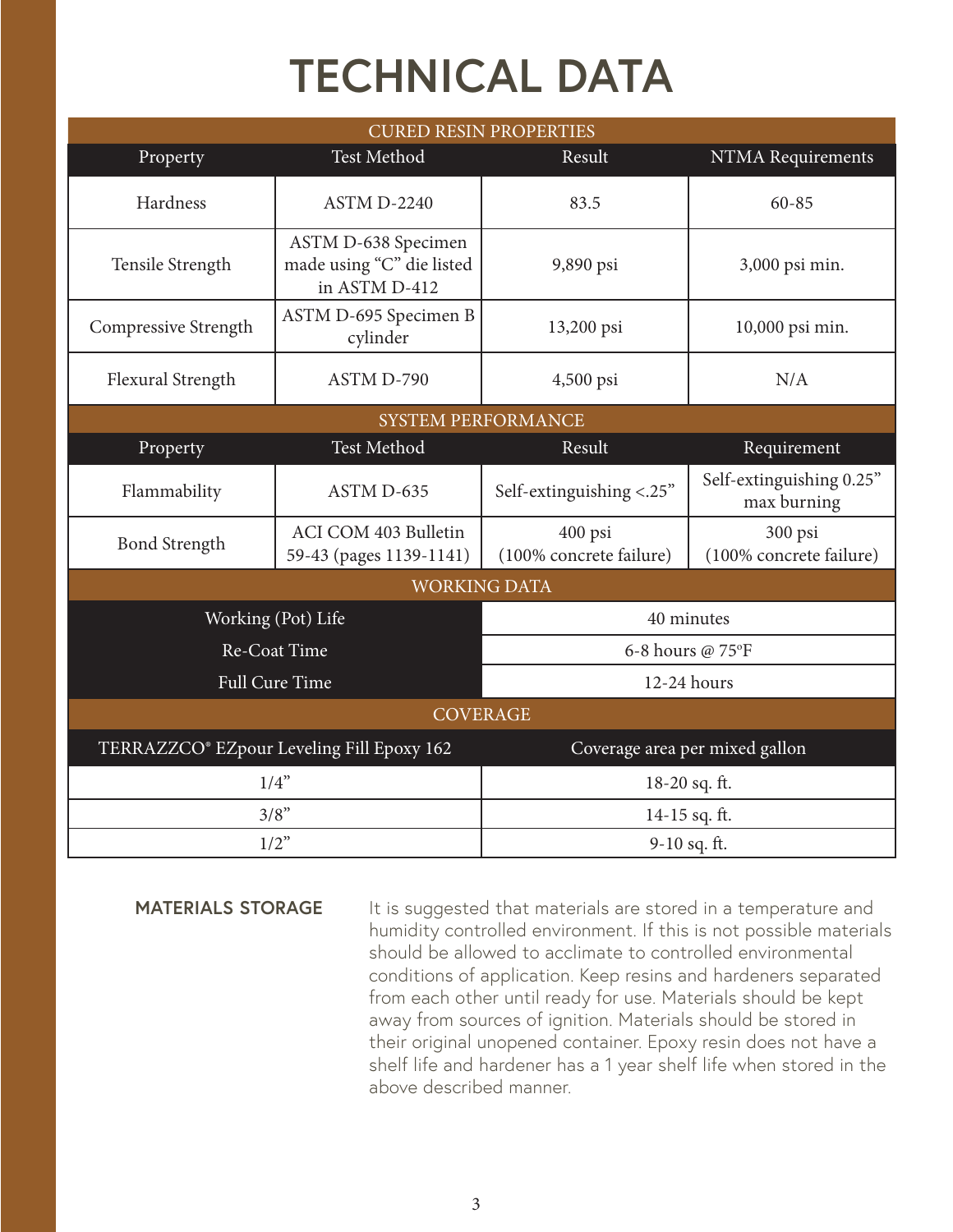# TECHNICAL DATA

| CURED RESIN PROPERTIES | | | |
|---|---|---|---|
| **Property** | **Test Method** | **Result** | **NTMA Requirements** |
| Hardness | ASTM D-2240 | 83.5 | 60-85 |
| Tensile Strength | ASTM D-638 Specimen made using "C" die listed in ASTM D-412 | 9,890 psi | 3,000 psi min. |
| Compressive Strength | ASTM D-695 Specimen B cylinder | 13,200 psi | 10,000 psi min. |
| Flexural Strength | ASTM D-790 | 4,500 psi | N/A |

| SYSTEM PERFORMANCE | | | |
|---|---|---|---|
| **Property** | **Test Method** | **Result** | **Requirement** |
| Flammability | ASTM D-635 | Self-extinguishing <.25" | Self-extinguishing 0.25" max burning |
| Bond Strength | ACI COM 403 Bulletin 59-43 (pages 1139-1141) | 400 psi (100% concrete failure) | 300 psi (100% concrete failure) |

| WORKING DATA | |
|---|---|
| Working (Pot) Life | 40 minutes |
| Re-Coat Time | 6-8 hours @ 75°F |
| Full Cure Time | 12-24 hours |

| COVERAGE | |
|---|---|
| **TERRAZZCO® EZpour Leveling Fill Epoxy 162** | **Coverage area per mixed gallon** |
| 1/4" | 18-20 sq. ft. |
| 3/8" | 14-15 sq. ft. |
| 1/2" | 9-10 sq. ft. |

**MATERIALS STORAGE**

It is suggested that materials are stored in a temperature and humidity controlled environment. If this is not possible materials should be allowed to acclimate to controlled environmental conditions of application. Keep resins and hardeners separated from each other until ready for use. Materials should be kept away from sources of ignition. Materials should be stored in their original unopened container. Epoxy resin does not have a shelf life and hardener has a 1 year shelf life when stored in the above described manner.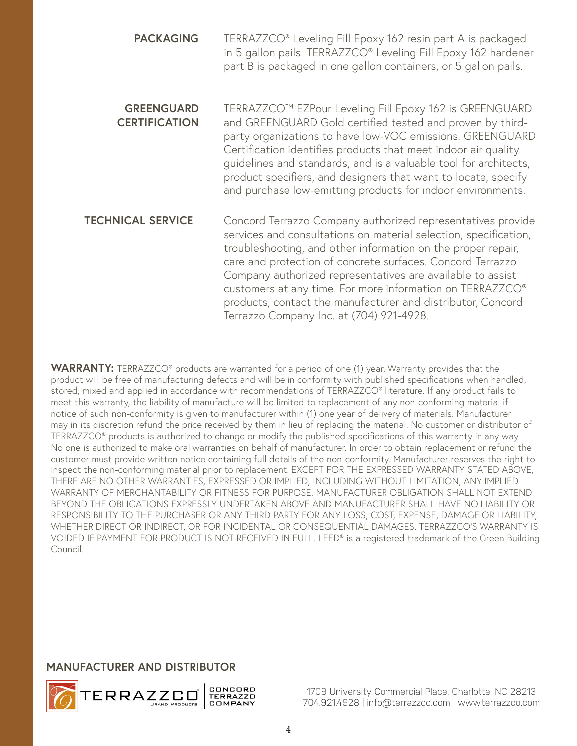**PACKAGING**

TERRAZZCO® Leveling Fill Epoxy 162 resin part A is packaged in 5 gallon pails. TERRAZZCO® Leveling Fill Epoxy 162 hardener part B is packaged in one gallon containers, or 5 gallon pails.

**GREENGUARD CERTIFICATION**

TERRAZZCO™ EZPour Leveling Fill Epoxy 162 is GREENGUARD and GREENGUARD Gold certified tested and proven by third-party organizations to have low-VOC emissions. GREENGUARD Certification identifies products that meet indoor air quality guidelines and standards, and is a valuable tool for architects, product specifiers, and designers that want to locate, specify and purchase low-emitting products for indoor environments.

**TECHNICAL SERVICE**

Concord Terrazzo Company authorized representatives provide services and consultations on material selection, specification, troubleshooting, and other information on the proper repair, care and protection of concrete surfaces. Concord Terrazzo Company authorized representatives are available to assist customers at any time. For more information on TERRAZZCO® products, contact the manufacturer and distributor, Concord Terrazzo Company Inc. at (704) 921-4928.

**WARRANTY:** TERRAZZCO® products are warranted for a period of one (1) year. Warranty provides that the product will be free of manufacturing defects and will be in conformity with published specifications when handled, stored, mixed and applied in accordance with recommendations of TERRAZZCO® literature. If any product fails to meet this warranty, the liability of manufacture will be limited to replacement of any non-conforming material if notice of such non-conformity is given to manufacturer within (1) one year of delivery of materials. Manufacturer may in its discretion refund the price received by them in lieu of replacing the material. No customer or distributor of TERRAZZCO® products is authorized to change or modify the published specifications of this warranty in any way. No one is authorized to make oral warranties on behalf of manufacturer. In order to obtain replacement or refund the customer must provide written notice containing full details of the non-conformity. Manufacturer reserves the right to inspect the non-conforming material prior to replacement. EXCEPT FOR THE EXPRESSED WARRANTY STATED ABOVE, THERE ARE NO OTHER WARRANTIES, EXPRESSED OR IMPLIED, INCLUDING WITHOUT LIMITATION, ANY IMPLIED WARRANTY OF MERCHANTABILITY OR FITNESS FOR PURPOSE. MANUFACTURER OBLIGATION SHALL NOT EXTEND BEYOND THE OBLIGATIONS EXPRESSLY UNDERTAKEN ABOVE AND MANUFACTURER SHALL HAVE NO LIABILITY OR RESPONSIBILITY TO THE PURCHASER OR ANY THIRD PARTY FOR ANY LOSS, COST, EXPENSE, DAMAGE OR LIABILITY, WHETHER DIRECT OR INDIRECT, OR FOR INCIDENTAL OR CONSEQUENTIAL DAMAGES. TERRAZZCO'S WARRANTY IS VOIDED IF PAYMENT FOR PRODUCT IS NOT RECEIVED IN FULL. LEED® is a registered trademark of the Green Building Council.

**MANUFACTURER AND DISTRIBUTOR**

TERRAZZCO® BRAND PRODUCTS | CONCORD TERRAZZO COMPANY

1709 University Commercial Place, Charlotte, NC 28213
704.921.4928 | info@terrazzco.com | www.terrazzco.com